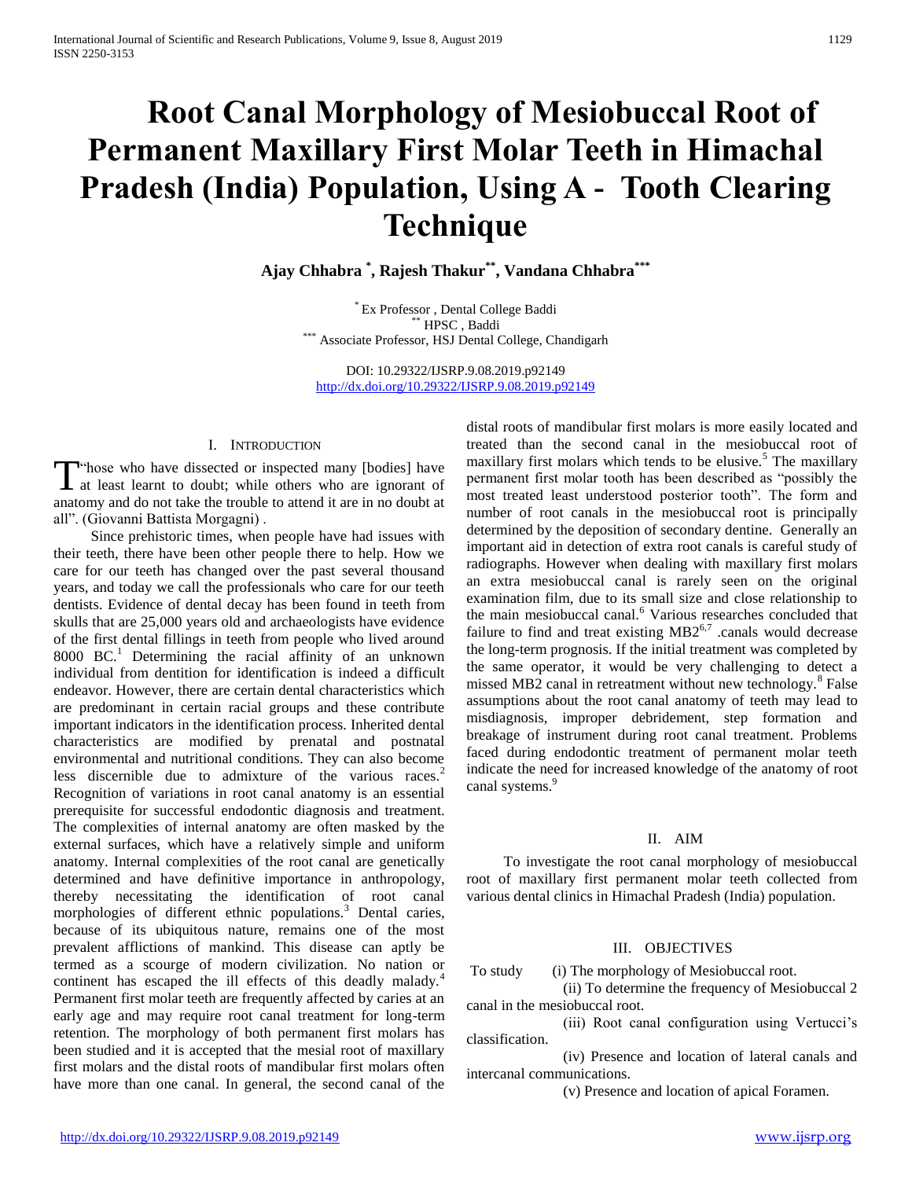# Root Canal Morphology of Mesiobuccal Root of Permanent Maxillary First Molar Teeth in Himachal Pradesh (India) Population, Using A - Tooth Clearing Technique

**Ajay Chhabra [*], Rajesh Thakur [**], Vandana Chhabra [***]**

[*] Ex Professor , Dental College Baddi
[**] HPSC , Baddi
[***] Associate Professor, HSJ Dental College, Chandigarh

DOI: 10.29322/IJSRP.9.08.2019.p92149
http://dx.doi.org/10.29322/IJSRP.9.08.2019.p92149

## I. Introduction

"Those who have dissected or inspected many [bodies] have at least learnt to doubt; while others who are ignorant of anatomy and do not take the trouble to attend it are in no doubt at all". (Giovanni Battista Morgagni) .

Since prehistoric times, when people have had issues with their teeth, there have been other people there to help. How we care for our teeth has changed over the past several thousand years, and today we call the professionals who care for our teeth dentists. Evidence of dental decay has been found in teeth from skulls that are 25,000 years old and archaeologists have evidence of the first dental fillings in teeth from people who lived around 8000 BC.[1] Determining the racial affinity of an unknown individual from dentition for identification is indeed a difficult endeavor. However, there are certain dental characteristics which are predominant in certain racial groups and these contribute important indicators in the identification process. Inherited dental characteristics are modified by prenatal and postnatal environmental and nutritional conditions. They can also become less discernible due to admixture of the various races.[2] Recognition of variations in root canal anatomy is an essential prerequisite for successful endodontic diagnosis and treatment. The complexities of internal anatomy are often masked by the external surfaces, which have a relatively simple and uniform anatomy. Internal complexities of the root canal are genetically determined and have definitive importance in anthropology, thereby necessitating the identification of root canal morphologies of different ethnic populations.[3] Dental caries, because of its ubiquitous nature, remains one of the most prevalent afflictions of mankind. This disease can aptly be termed as a scourge of modern civilization. No nation or continent has escaped the ill effects of this deadly malady.[4] Permanent first molar teeth are frequently affected by caries at an early age and may require root canal treatment for long-term retention. The morphology of both permanent first molars has been studied and it is accepted that the mesial root of maxillary first molars and the distal roots of mandibular first molars often have more than one canal. In general, the second canal of the distal roots of mandibular first molars is more easily located and treated than the second canal in the mesiobuccal root of maxillary first molars which tends to be elusive.[5] The maxillary permanent first molar tooth has been described as "possibly the most treated least understood posterior tooth". The form and number of root canals in the mesiobuccal root is principally determined by the deposition of secondary dentine. Generally an important aid in detection of extra root canals is careful study of radiographs. However when dealing with maxillary first molars an extra mesiobuccal canal is rarely seen on the original examination film, due to its small size and close relationship to the main mesiobuccal canal.[6] Various researches concluded that failure to find and treat existing MB2[6,7] .canals would decrease the long-term prognosis. If the initial treatment was completed by the same operator, it would be very challenging to detect a missed MB2 canal in retreatment without new technology.[8] False assumptions about the root canal anatomy of teeth may lead to misdiagnosis, improper debridement, step formation and breakage of instrument during root canal treatment. Problems faced during endodontic treatment of permanent molar teeth indicate the need for increased knowledge of the anatomy of root canal systems.[9]

## II. Aim

To investigate the root canal morphology of mesiobuccal root of maxillary first permanent molar teeth collected from various dental clinics in Himachal Pradesh (India) population.

## III. Objectives

To study (i) The morphology of Mesiobuccal root.

(ii) To determine the frequency of Mesiobuccal 2 canal in the mesiobuccal root.

(iii) Root canal configuration using Vertucci's classification.

(iv) Presence and location of lateral canals and intercanal communications.

(v) Presence and location of apical Foramen.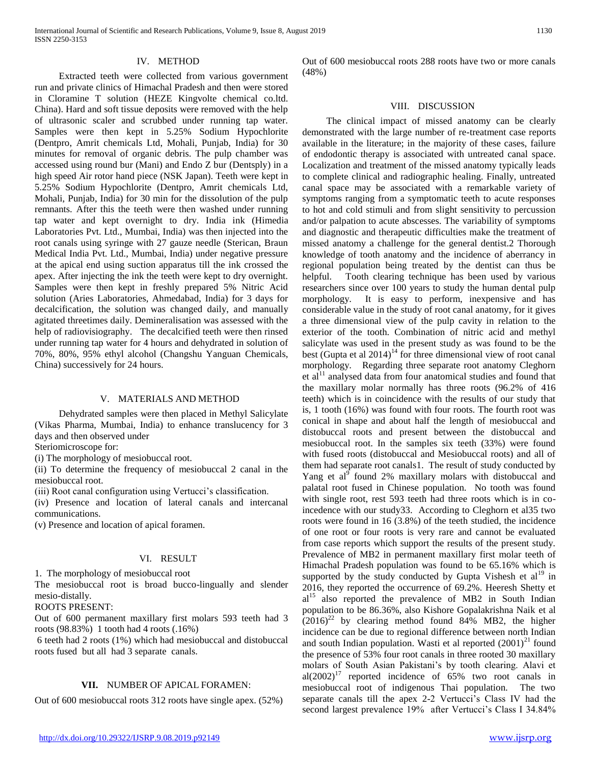## IV. METHOD

Extracted teeth were collected from various government run and private clinics of Himachal Pradesh and then were stored in Cloramine T solution (HEZE Kingvolte chemical co.ltd. China). Hard and soft tissue deposits were removed with the help of ultrasonic scaler and scrubbed under running tap water. Samples were then kept in 5.25% Sodium Hypochlorite (Dentpro, Amrit chemicals Ltd, Mohali, Punjab, India) for 30 minutes for removal of organic debris. The pulp chamber was accessed using round bur (Mani) and Endo Z bur (Dentsply) in a high speed Air rotor hand piece (NSK Japan). Teeth were kept in 5.25% Sodium Hypochlorite (Dentpro, Amrit chemicals Ltd, Mohali, Punjab, India) for 30 min for the dissolution of the pulp remnants. After this the teeth were then washed under running tap water and kept overnight to dry. India ink (Himedia Laboratories Pvt. Ltd., Mumbai, India) was then injected into the root canals using syringe with 27 gauze needle (Sterican, Braun Medical India Pvt. Ltd., Mumbai, India) under negative pressure at the apical end using suction apparatus till the ink crossed the apex. After injecting the ink the teeth were kept to dry overnight. Samples were then kept in freshly prepared 5% Nitric Acid solution (Aries Laboratories, Ahmedabad, India) for 3 days for decalcification, the solution was changed daily, and manually agitated threetimes daily. Demineralisation was assessed with the help of radiovisiography. The decalcified teeth were then rinsed under running tap water for 4 hours and dehydrated in solution of 70%, 80%, 95% ethyl alcohol (Changshu Yanguan Chemicals, China) successively for 24 hours.

## V. MATERIALS AND METHOD

Dehydrated samples were then placed in Methyl Salicylate (Vikas Pharma, Mumbai, India) to enhance translucency for 3 days and then observed under

Steriomicroscope for:

(i) The morphology of mesiobuccal root.

(ii) To determine the frequency of mesiobuccal 2 canal in the mesiobuccal root.

(iii) Root canal configuration using Vertucci's classification.

(iv) Presence and location of lateral canals and intercanal communications.

(v) Presence and location of apical foramen.

## VI. RESULT

1. The morphology of mesiobuccal root

The mesiobuccal root is broad bucco-lingually and slender mesio-distally.

ROOTS PRESENT:

Out of 600 permanent maxillary first molars 593 teeth had 3 roots (98.83%) 1 tooth had 4 roots (.16%)

6 teeth had 2 roots (1%) which had mesiobuccal and distobuccal roots fused but all had 3 separate canals.

## VII. NUMBER OF APICAL FORAMEN:

Out of 600 mesiobuccal roots 312 roots have single apex. (52%)

Out of 600 mesiobuccal roots 288 roots have two or more canals (48%)

## VIII. DISCUSSION

The clinical impact of missed anatomy can be clearly demonstrated with the large number of re-treatment case reports available in the literature; in the majority of these cases, failure of endodontic therapy is associated with untreated canal space. Localization and treatment of the missed anatomy typically leads to complete clinical and radiographic healing. Finally, untreated canal space may be associated with a remarkable variety of symptoms ranging from a symptomatic teeth to acute responses to hot and cold stimuli and from slight sensitivity to percussion and/or palpation to acute abscesses. The variability of symptoms and diagnostic and therapeutic difficulties make the treatment of missed anatomy a challenge for the general dentist.2 Thorough knowledge of tooth anatomy and the incidence of aberrancy in regional population being treated by the dentist can thus be helpful. Tooth clearing technique has been used by various researchers since over 100 years to study the human dental pulp morphology. It is easy to perform, inexpensive and has considerable value in the study of root canal anatomy, for it gives a three dimensional view of the pulp cavity in relation to the exterior of the tooth. Combination of nitric acid and methyl salicylate was used in the present study as was found to be the best (Gupta et al 2014)[14] for three dimensional view of root canal morphology. Regarding three separate root anatomy Cleghorn et al[11] analysed data from four anatomical studies and found that the maxillary molar normally has three roots (96.2% of 416 teeth) which is in coincidence with the results of our study that is, 1 tooth (16%) was found with four roots. The fourth root was conical in shape and about half the length of mesiobuccal and distobuccal roots and present between the distobuccal and mesiobuccal root. In the samples six teeth (33%) were found with fused roots (distobuccal and Mesiobuccal roots) and all of them had separate root canals1. The result of study conducted by Yang et al[9] found 2% maxillary molars with distobuccal and palatal root fused in Chinese population. No tooth was found with single root, rest 593 teeth had three roots which is in co-incedence with our study33. According to Cleghorn et al35 two roots were found in 16 (3.8%) of the teeth studied, the incidence of one root or four roots is very rare and cannot be evaluated from case reports which support the results of the present study. Prevalence of MB2 in permanent maxillary first molar teeth of Himachal Pradesh population was found to be 65.16% which is supported by the study conducted by Gupta Vishesh et al[19] in 2016, they reported the occurrence of 69.2%. Heeresh Shetty et al[15] also reported the prevalence of MB2 in South Indian population to be 86.36%, also Kishore Gopalakrishna Naik et al (2016)[22] by clearing method found 84% MB2, the higher incidence can be due to regional difference between north Indian and south Indian population. Wasti et al reported (2001)[21] found the presence of 53% four root canals in three rooted 30 maxillary molars of South Asian Pakistani's by tooth clearing. Alavi et al(2002)[17] reported incidence of 65% two root canals in mesiobuccal root of indigenous Thai population. The two separate canals till the apex 2-2 Vertucci's Class IV had the second largest prevalence 19% after Vertucci's Class I 34.84%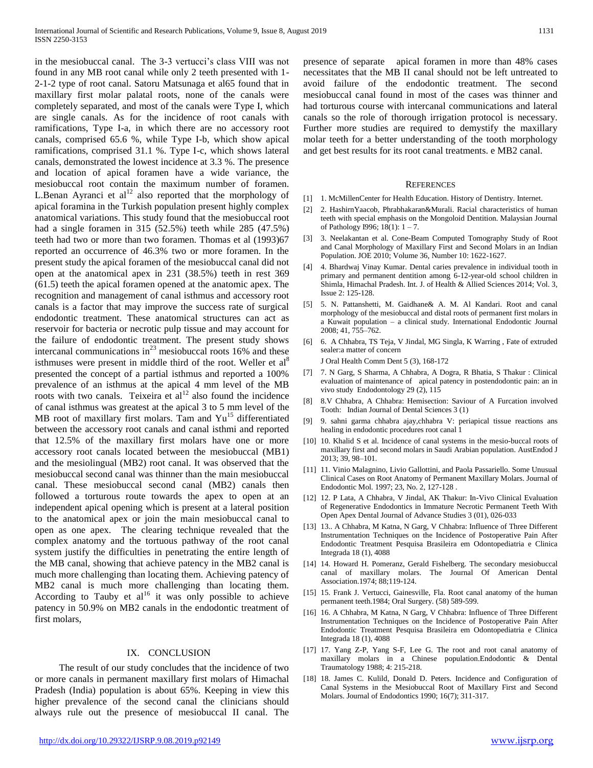in the mesiobuccal canal. The 3-3 vertucci's class VIII was not found in any MB root canal while only 2 teeth presented with 1-2-1-2 type of root canal. Satoru Matsunaga et al65 found that in maxillary first molar palatal roots, none of the canals were completely separated, and most of the canals were Type I, which are single canals. As for the incidence of root canals with ramifications, Type I-a, in which there are no accessory root canals, comprised 65.6 %, while Type I-b, which show apical ramifications, comprised 31.1 %. Type I-c, which shows lateral canals, demonstrated the lowest incidence at 3.3 %. The presence and location of apical foramen have a wide variance, the mesiobuccal root contain the maximum number of foramen. L.Benan Ayranci et al[12] also reported that the morphology of apical foramina in the Turkish population present highly complex anatomical variations. This study found that the mesiobuccal root had a single foramen in 315 (52.5%) teeth while 285 (47.5%) teeth had two or more than two foramen. Thomas et al (1993)67 reported an occurrence of 46.3% two or more foramen. In the present study the apical foramen of the mesiobuccal canal did not open at the anatomical apex in 231 (38.5%) teeth in rest 369 (61.5) teeth the apical foramen opened at the anatomic apex. The recognition and management of canal isthmus and accessory root canals is a factor that may improve the success rate of surgical endodontic treatment. These anatomical structures can act as reservoir for bacteria or necrotic pulp tissue and may account for the failure of endodontic treatment. The present study shows intercanal communications in[23] mesiobuccal roots 16% and these isthmuses were present in middle third of the root. Weller et al[8] presented the concept of a partial isthmus and reported a 100% prevalence of an isthmus at the apical 4 mm level of the MB roots with two canals. Teixeira et al[12] also found the incidence of canal isthmus was greatest at the apical 3 to 5 mm level of the MB root of maxillary first molars. Tam and Yu[15] differentiated between the accessory root canals and canal isthmi and reported that 12.5% of the maxillary first molars have one or more accessory root canals located between the mesiobuccal (MB1) and the mesiolingual (MB2) root canal. It was observed that the mesiobuccal second canal was thinner than the main mesiobuccal canal. These mesiobuccal second canal (MB2) canals then followed a torturous route towards the apex to open at an independent apical opening which is present at a lateral position to the anatomical apex or join the main mesiobuccal canal to open as one apex. The clearing technique revealed that the complex anatomy and the tortuous pathway of the root canal system justify the difficulties in penetrating the entire length of the MB canal, showing that achieve patency in the MB2 canal is much more challenging than locating them. Achieving patency of MB2 canal is much more challenging than locating them. According to Tauby et al[16] it was only possible to achieve patency in 50.9% on MB2 canals in the endodontic treatment of first molars,

## IX. Conclusion

The result of our study concludes that the incidence of two or more canals in permanent maxillary first molars of Himachal Pradesh (India) population is about 65%. Keeping in view this higher prevalence of the second canal the clinicians should always rule out the presence of mesiobuccal II canal. The presence of separate apical foramen in more than 48% cases necessitates that the MB II canal should not be left untreated to avoid failure of the endodontic treatment. The second mesiobuccal canal found in most of the cases was thinner and had torturous course with intercanal communications and lateral canals so the role of thorough irrigation protocol is necessary. Further more studies are required to demystify the maxillary molar teeth for a better understanding of the tooth morphology and get best results for its root canal treatments. e MB2 canal.

## References

[1] 1. McMillenCenter for Health Education. History of Dentistry. Internet.

[2] 2. HashirnYaacob, Phrabhakaran&Murali. Racial characteristics of human teeth with special emphasis on the Mongoloid Dentition. Malaysian Journal of Pathology I996; 18(1): 1 – 7.

[3] 3. Neelakantan et al. Cone-Beam Computed Tomography Study of Root and Canal Morphology of Maxillary First and Second Molars in an Indian Population. JOE 2010; Volume 36, Number 10: 1622-1627.

[4] 4. Bhardwaj Vinay Kumar. Dental caries prevalence in individual tooth in primary and permanent dentition among 6-12-year-old school children in Shimla, Himachal Pradesh. Int. J. of Health & Allied Sciences 2014; Vol. 3, Issue 2: 125-128.

[5] 5. N. Pattanshetti, M. Gaidhane& A. M. Al Kandari. Root and canal morphology of the mesiobuccal and distal roots of permanent first molars in a Kuwait population – a clinical study. International Endodontic Journal 2008; 41, 755–762.

[6] 6. A Chhabra, TS Teja, V Jindal, MG Singla, K Warring , Fate of extruded sealer:a matter of concern J Oral Health Comm Dent 5 (3), 168-172

[7] 7. N Garg, S Sharma, A Chhabra, A Dogra, R Bhatia, S Thakur : Clinical evaluation of maintenance of apical patency in postendodontic pain: an in vivo study Endodontology 29 (2), 115

[8] 8.V Chhabra, A Chhabra: Hemisection: Saviour of A Furcation involved Tooth: Indian Journal of Dental Sciences 3 (1)

[9] 9. sahni garma chhabra ajay,chhabra V: periapical tissue reactions ans healing in endodontic procedures root canal 1

[10] 10. Khalid S et al. Incidence of canal systems in the mesio-buccal roots of maxillary first and second molars in Saudi Arabian population. AustEndod J 2013; 39, 98–101.

[11] 11. Vinio Malagnino, Livio Gallottini, and Paola Passariello. Some Unusual Clinical Cases on Root Anatomy of Permanent Maxillary Molars. Journal of Endodontic Mol. 1997; 23, No. 2, 127-128 .

[12] 12. P Lata, A Chhabra, V Jindal, AK Thakur: In-Vivo Clinical Evaluation of Regenerative Endodontics in Immature Necrotic Permanent Teeth With Open Apex Dental Journal of Advance Studies 3 (01), 026-033

[13] 13.. A Chhabra, M Katna, N Garg, V Chhabra: Influence of Three Different Instrumentation Techniques on the Incidence of Postoperative Pain After Endodontic Treatment Pesquisa Brasileira em Odontopediatria e Clinica Integrada 18 (1), 4088

[14] 14. Howard H. Pomeranz, Gerald Fishelberg. The secondary mesiobuccal canal of maxillary molars. The Journal Of American Dental Association.1974; 88;119-124.

[15] 15. Frank J. Vertucci, Gainesville, Fla. Root canal anatomy of the human permanent teeth.1984; Oral Surgery. (58) 589-599.

[16] 16. A Chhabra, M Katna, N Garg, V Chhabra: Influence of Three Different Instrumentation Techniques on the Incidence of Postoperative Pain After Endodontic Treatment Pesquisa Brasileira em Odontopediatria e Clinica Integrada 18 (1), 4088

[17] 17. Yang Z-P, Yang S-F, Lee G. The root and root canal anatomy of maxillary molars in a Chinese population.Endodontic & Dental Traumatology 1988; 4: 215-218.

[18] 18. James C. Kulild, Donald D. Peters. Incidence and Configuration of Canal Systems in the Mesiobuccal Root of Maxillary First and Second Molars. Journal of Endodontics 1990; 16(7); 311-317.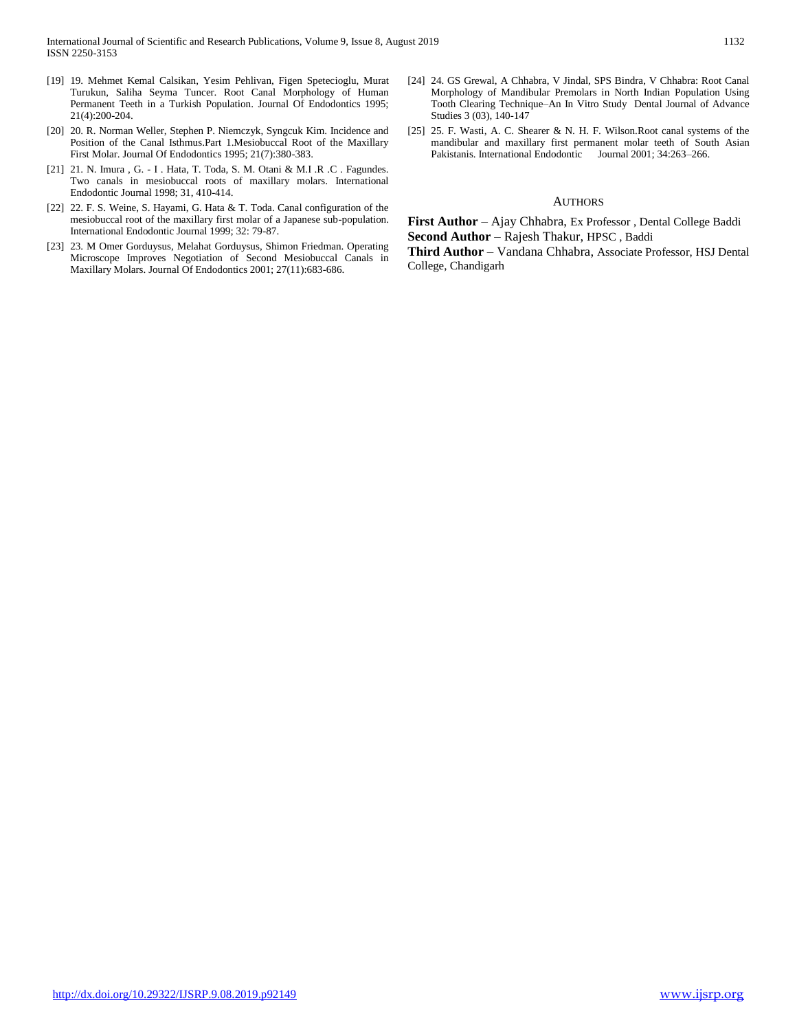[19] 19. Mehmet Kemal Calsikan, Yesim Pehlivan, Figen Spetecioglu, Murat Turukun, Saliha Seyma Tuncer. Root Canal Morphology of Human Permanent Teeth in a Turkish Population. Journal Of Endodontics 1995; 21(4):200-204.

[20] 20. R. Norman Weller, Stephen P. Niemczyk, Syngcuk Kim. Incidence and Position of the Canal Isthmus.Part 1.Mesiobuccal Root of the Maxillary First Molar. Journal Of Endodontics 1995; 21(7):380-383.

[21] 21. N. Imura , G. - I . Hata, T. Toda, S. M. Otani & M.I .R .C . Fagundes. Two canals in mesiobuccal roots of maxillary molars. International Endodontic Journal 1998; 31, 410-414.

[22] 22. F. S. Weine, S. Hayami, G. Hata & T. Toda. Canal configuration of the mesiobuccal root of the maxillary first molar of a Japanese sub-population. International Endodontic Journal 1999; 32: 79-87.

[23] 23. M Omer Gorduysus, Melahat Gorduysus, Shimon Friedman. Operating Microscope Improves Negotiation of Second Mesiobuccal Canals in Maxillary Molars. Journal Of Endodontics 2001; 27(11):683-686.

[24] 24. GS Grewal, A Chhabra, V Jindal, SPS Bindra, V Chhabra: Root Canal Morphology of Mandibular Premolars in North Indian Population Using Tooth Clearing Technique–An In Vitro Study Dental Journal of Advance Studies 3 (03), 140-147

[25] 25. F. Wasti, A. C. Shearer & N. H. F. Wilson.Root canal systems of the mandibular and maxillary first permanent molar teeth of South Asian Pakistanis. International Endodontic Journal 2001; 34:263–266.

## AUTHORS

**First Author** – Ajay Chhabra, Ex Professor , Dental College Baddi

**Second Author** – Rajesh Thakur, HPSC , Baddi

**Third Author** – Vandana Chhabra, Associate Professor, HSJ Dental College, Chandigarh